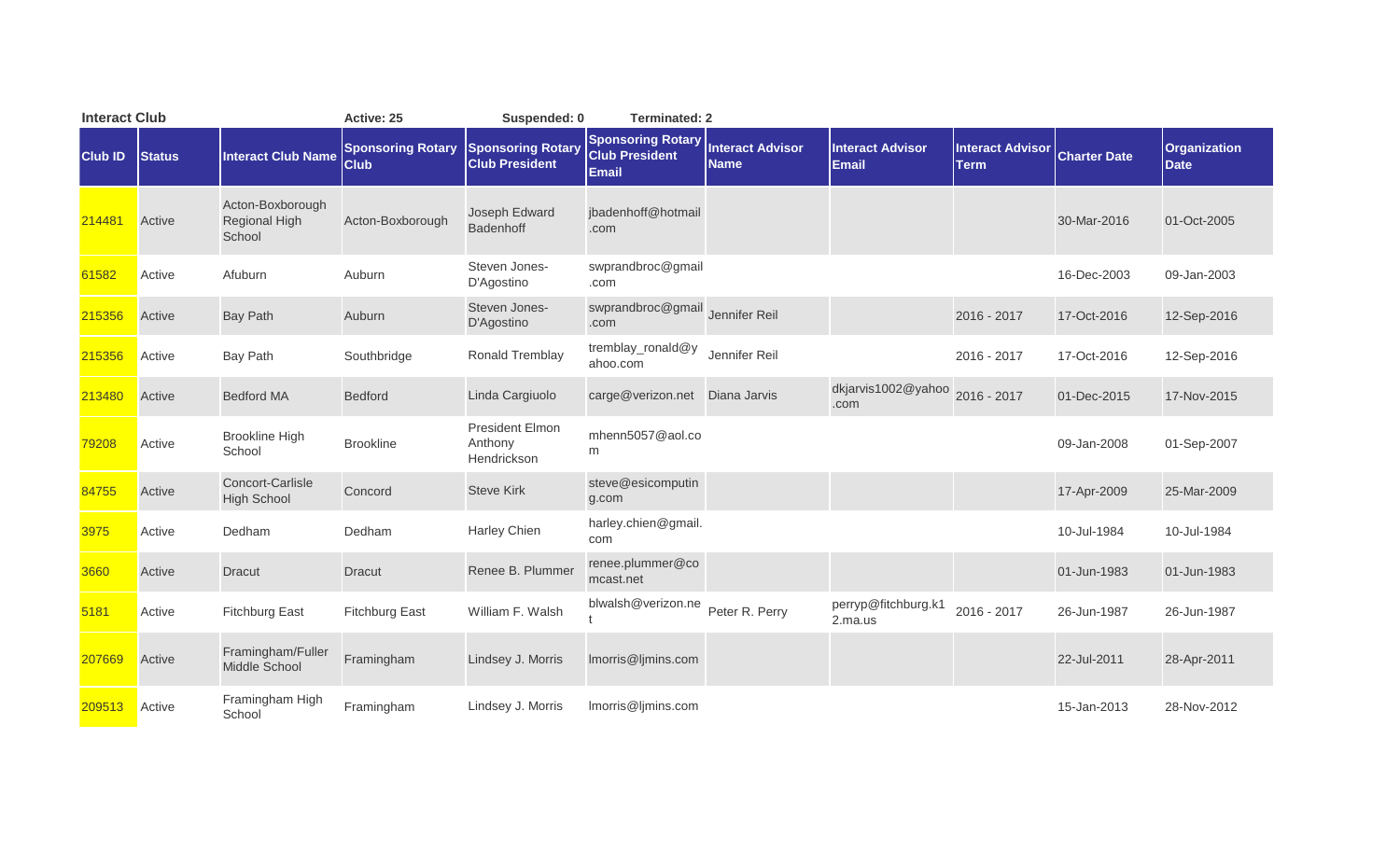**Interact Club** Active: 25 Suspended: 0 Terminated: 2

| Club ID | Status | Interact Club Name | Sponsoring Rotary Club | Sponsoring Rotary Club President | Sponsoring Rotary Club President Email | Interact Advisor Name | Interact Advisor Email | Interact Advisor Term | Charter Date | Organization Date |
|---|---|---|---|---|---|---|---|---|---|---|
| 214481 | Active | Acton-Boxborough Regional High School | Acton-Boxborough | Joseph Edward Badenhoff | jbadenhoff@hotmail.com | | | | 30-Mar-2016 | 01-Oct-2005 |
| 61582 | Active | Afuburn | Auburn | Steven Jones-D'Agostino | swprandbroc@gmail.com | | | | 16-Dec-2003 | 09-Jan-2003 |
| 215356 | Active | Bay Path | Auburn | Steven Jones-D'Agostino | swprandbroc@gmail.com | Jennifer Reil | | 2016 - 2017 | 17-Oct-2016 | 12-Sep-2016 |
| 215356 | Active | Bay Path | Southbridge | Ronald Tremblay | tremblay_ronald@yahoo.com | Jennifer Reil | | 2016 - 2017 | 17-Oct-2016 | 12-Sep-2016 |
| 213480 | Active | Bedford MA | Bedford | Linda Cargiuolo | carge@verizon.net | Diana Jarvis | dkjarvis1002@yahoo.com | 2016 - 2017 | 01-Dec-2015 | 17-Nov-2015 |
| 79208 | Active | Brookline High School | Brookline | President Elmon Anthony Hendrickson | mhenn5057@aol.com | | | | 09-Jan-2008 | 01-Sep-2007 |
| 84755 | Active | Concort-Carlisle High School | Concord | Steve Kirk | steve@esicomputing.com | | | | 17-Apr-2009 | 25-Mar-2009 |
| 3975 | Active | Dedham | Dedham | Harley Chien | harley.chien@gmail.com | | | | 10-Jul-1984 | 10-Jul-1984 |
| 3660 | Active | Dracut | Dracut | Renee B. Plummer | renee.plummer@comcast.net | | | | 01-Jun-1983 | 01-Jun-1983 |
| 5181 | Active | Fitchburg East | Fitchburg East | William F. Walsh | blwalsh@verizon.net | Peter R. Perry | perryp@fitchburg.k12.ma.us | 2016 - 2017 | 26-Jun-1987 | 26-Jun-1987 |
| 207669 | Active | Framingham/Fuller Middle School | Framingham | Lindsey J. Morris | lmorris@ljmins.com | | | | 22-Jul-2011 | 28-Apr-2011 |
| 209513 | Active | Framingham High School | Framingham | Lindsey J. Morris | lmorris@ljmins.com | | | | 15-Jan-2013 | 28-Nov-2012 |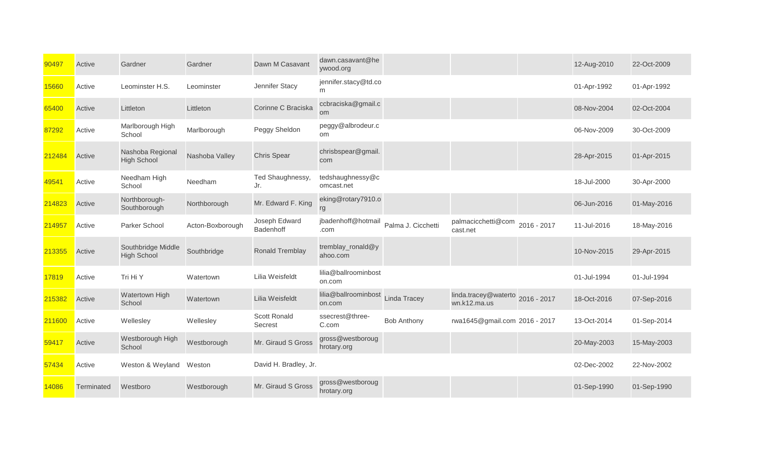| | | | | | | | | | | |
|---|---|---|---|---|---|---|---|---|---|---|
| 90497 | Active | Gardner | Gardner | Dawn M Casavant | dawn.casavant@heywood.org | | | | 12-Aug-2010 | 22-Oct-2009 |
| 15660 | Active | Leominster H.S. | Leominster | Jennifer Stacy | jennifer.stacy@td.com | | | | 01-Apr-1992 | 01-Apr-1992 |
| 65400 | Active | Littleton | Littleton | Corinne C Braciska | ccbraciska@gmail.com | | | | 08-Nov-2004 | 02-Oct-2004 |
| 87292 | Active | Marlborough High School | Marlborough | Peggy Sheldon | peggy@albrodeur.com | | | | 06-Nov-2009 | 30-Oct-2009 |
| 212484 | Active | Nashoba Regional High School | Nashoba Valley | Chris Spear | chrisbspear@gmail.com | | | | 28-Apr-2015 | 01-Apr-2015 |
| 49541 | Active | Needham High School | Needham | Ted Shaughnessy, Jr. | tedshaughnessy@comcast.net | | | | 18-Jul-2000 | 30-Apr-2000 |
| 214823 | Active | Northborough-Southborough | Northborough | Mr. Edward F. King | eking@rotary7910.org | | | | 06-Jun-2016 | 01-May-2016 |
| 214957 | Active | Parker School | Acton-Boxborough | Joseph Edward Badenhoff | jbadenhoff@hotmail.com | Palma J. Cicchetti | palmacicchetti@comcast.net | 2016 - 2017 | 11-Jul-2016 | 18-May-2016 |
| 213355 | Active | Southbridge Middle High School | Southbridge | Ronald Tremblay | tremblay_ronald@yahoo.com | | | | 10-Nov-2015 | 29-Apr-2015 |
| 17819 | Active | Tri Hi Y | Watertown | Lilia Weisfeldt | lilia@ballroominboston.com | | | | 01-Jul-1994 | 01-Jul-1994 |
| 215382 | Active | Watertown High School | Watertown | Lilia Weisfeldt | lilia@ballroominboston.com | Linda Tracey | linda.tracey@watertown.k12.ma.us | 2016 - 2017 | 18-Oct-2016 | 07-Sep-2016 |
| 211600 | Active | Wellesley | Wellesley | Scott Ronald Secrest | ssecrest@three-C.com | Bob Anthony | rwa1645@gmail.com | 2016 - 2017 | 13-Oct-2014 | 01-Sep-2014 |
| 59417 | Active | Westborough High School | Westborough | Mr. Giraud S Gross | gross@westboroughrotary.org | | | | 20-May-2003 | 15-May-2003 |
| 57434 | Active | Weston & Weyland | Weston | David H. Bradley, Jr. | | | | | 02-Dec-2002 | 22-Nov-2002 |
| 14086 | Terminated | Westboro | Westborough | Mr. Giraud S Gross | gross@westboroughrotary.org | | | | 01-Sep-1990 | 01-Sep-1990 |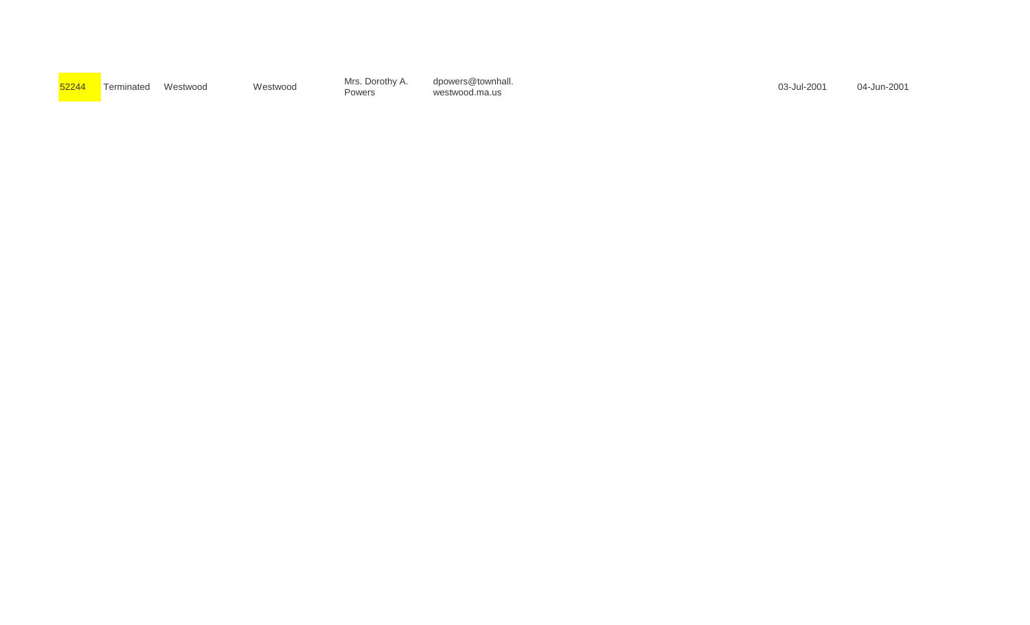| 52244 | Terminated | Westwood | Westwood | Mrs. Dorothy A. Powers | dpowers@townhall.westwood.ma.us | | | | 03-Jul-2001 | 04-Jun-2001 |
|---|---|---|---|---|---|---|---|---|---|---|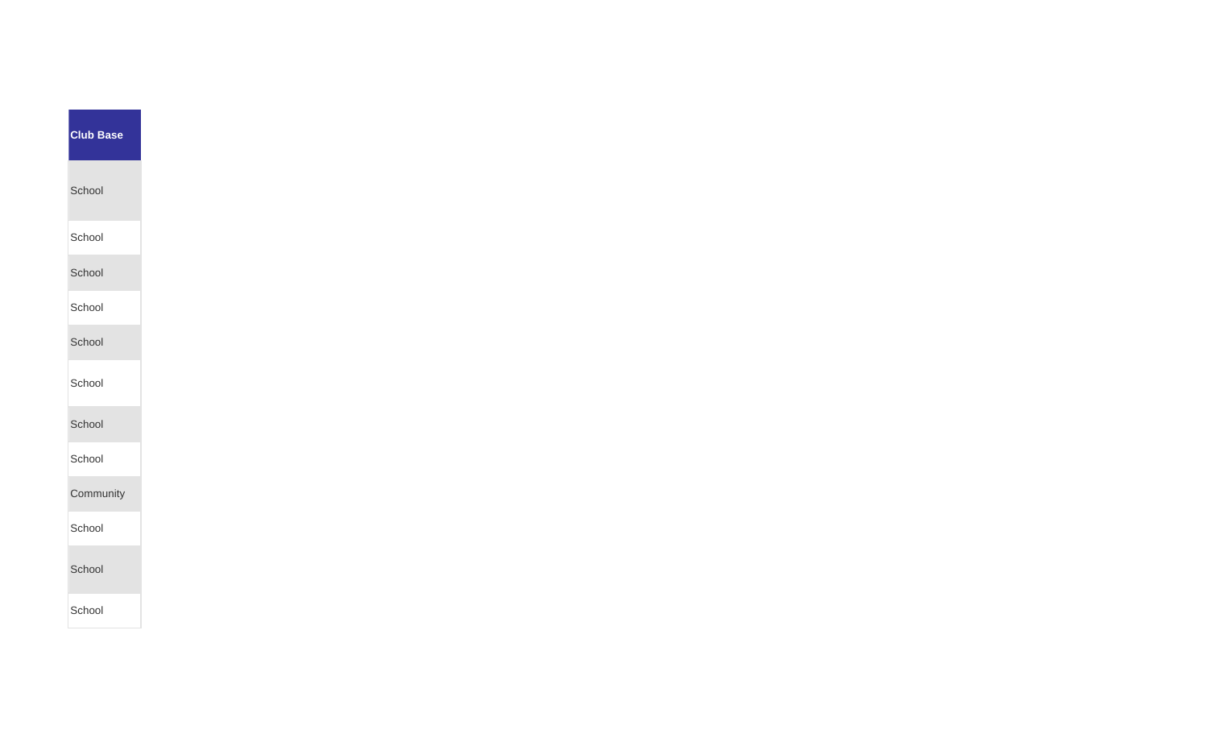| Club Base |
| --- |
| School |
| School |
| School |
| School |
| School |
| School |
| School |
| School |
| Community |
| School |
| School |
| School |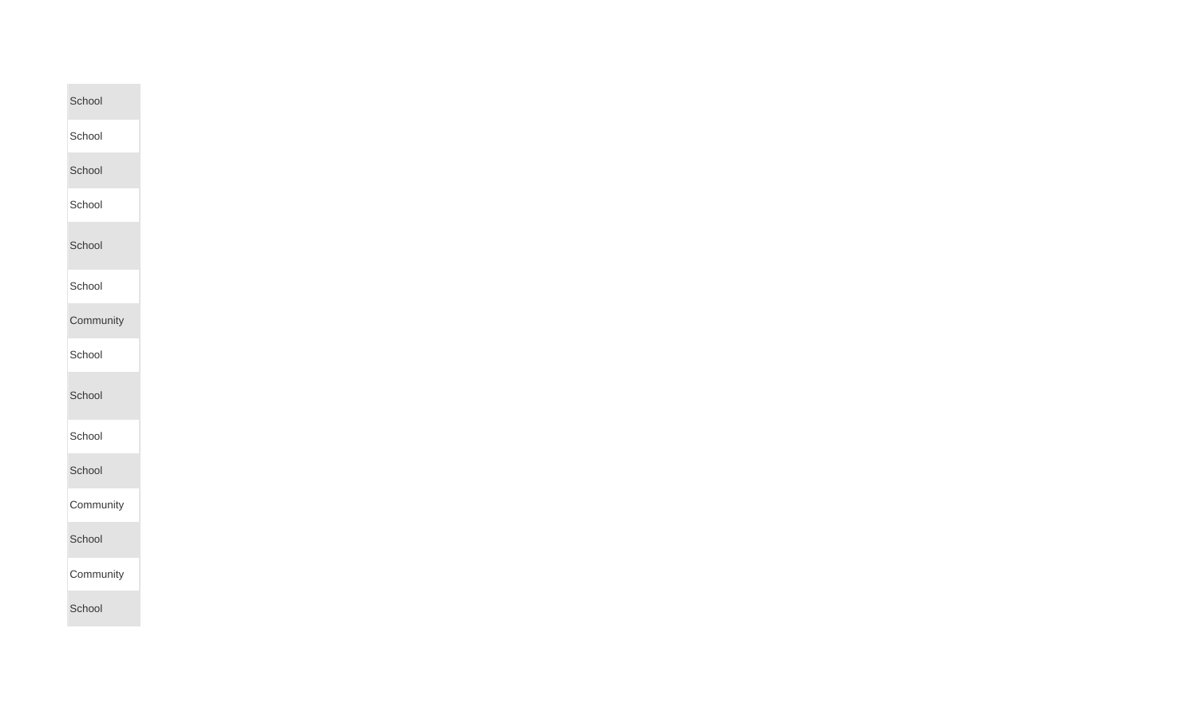| |
|---|
| School |
| School |
| School |
| School |
| School |
| School |
| Community |
| School |
| School |
| School |
| School |
| Community |
| School |
| Community |
| School |